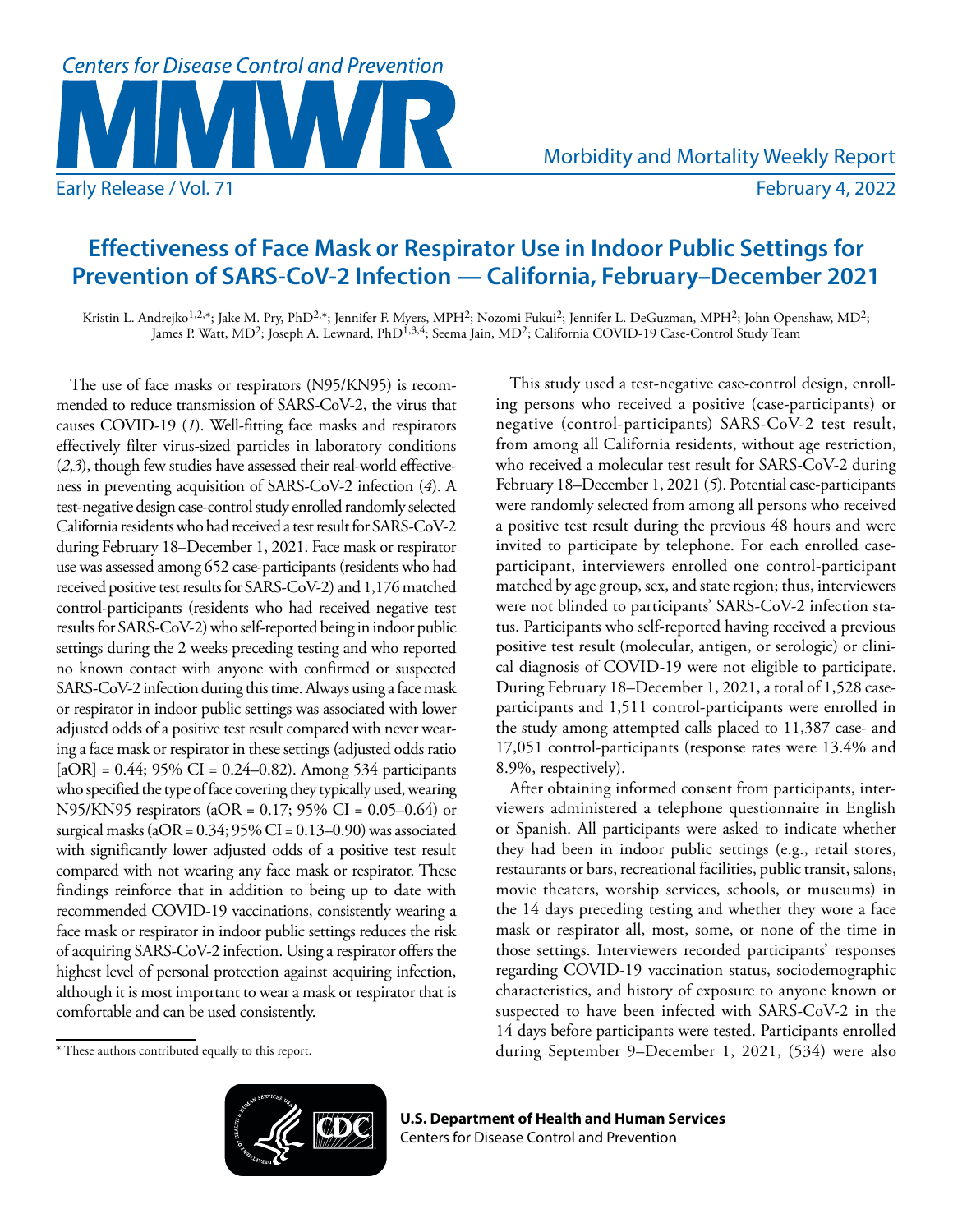# Effectiveness of Face Mask or Respirator Use in Indoor Public Settings for Prevention of SARS-CoV-2 Infection — California, February–December 2021

Kristin L. Andrejko[1,2,*]; Jake M. Pry, PhD[2,*]; Jennifer F. Myers, MPH[2]; Nozomi Fukui[2]; Jennifer L. DeGuzman, MPH[2]; John Openshaw, MD[2]; James P. Watt, MD[2]; Joseph A. Lewnard, PhD[1,3,4]; Seema Jain, MD[2]; California COVID-19 Case-Control Study Team

The use of face masks or respirators (N95/KN95) is recommended to reduce transmission of SARS-CoV-2, the virus that causes COVID-19 (*1*). Well-fitting face masks and respirators effectively filter virus-sized particles in laboratory conditions (*2*,*3*), though few studies have assessed their real-world effectiveness in preventing acquisition of SARS-CoV-2 infection (*4*). A test-negative design case-control study enrolled randomly selected California residents who had received a test result for SARS-CoV-2 during February 18–December 1, 2021. Face mask or respirator use was assessed among 652 case-participants (residents who had received positive test results for SARS-CoV-2) and 1,176 matched control-participants (residents who had received negative test results for SARS-CoV-2) who self-reported being in indoor public settings during the 2 weeks preceding testing and who reported no known contact with anyone with confirmed or suspected SARS-CoV-2 infection during this time. Always using a face mask or respirator in indoor public settings was associated with lower adjusted odds of a positive test result compared with never wearing a face mask or respirator in these settings (adjusted odds ratio [aOR] = 0.44; 95% CI = 0.24–0.82). Among 534 participants who specified the type of face covering they typically used, wearing N95/KN95 respirators (aOR = 0.17; 95% CI = 0.05–0.64) or surgical masks (aOR = 0.34; 95% CI = 0.13–0.90) was associated with significantly lower adjusted odds of a positive test result compared with not wearing any face mask or respirator. These findings reinforce that in addition to being up to date with recommended COVID-19 vaccinations, consistently wearing a face mask or respirator in indoor public settings reduces the risk of acquiring SARS-CoV-2 infection. Using a respirator offers the highest level of personal protection against acquiring infection, although it is most important to wear a mask or respirator that is comfortable and can be used consistently.

This study used a test-negative case-control design, enrolling persons who received a positive (case-participants) or negative (control-participants) SARS-CoV-2 test result, from among all California residents, without age restriction, who received a molecular test result for SARS-CoV-2 during February 18–December 1, 2021 (*5*). Potential case-participants were randomly selected from among all persons who received a positive test result during the previous 48 hours and were invited to participate by telephone. For each enrolled case-participant, interviewers enrolled one control-participant matched by age group, sex, and state region; thus, interviewers were not blinded to participants' SARS-CoV-2 infection status. Participants who self-reported having received a previous positive test result (molecular, antigen, or serologic) or clinical diagnosis of COVID-19 were not eligible to participate. During February 18–December 1, 2021, a total of 1,528 case-participants and 1,511 control-participants were enrolled in the study among attempted calls placed to 11,387 case- and 17,051 control-participants (response rates were 13.4% and 8.9%, respectively).

After obtaining informed consent from participants, interviewers administered a telephone questionnaire in English or Spanish. All participants were asked to indicate whether they had been in indoor public settings (e.g., retail stores, restaurants or bars, recreational facilities, public transit, salons, movie theaters, worship services, schools, or museums) in the 14 days preceding testing and whether they wore a face mask or respirator all, most, some, or none of the time in those settings. Interviewers recorded participants' responses regarding COVID-19 vaccination status, sociodemographic characteristics, and history of exposure to anyone known or suspected to have been infected with SARS-CoV-2 in the 14 days before participants were tested. Participants enrolled during September 9–December 1, 2021, (534) were also

\* These authors contributed equally to this report.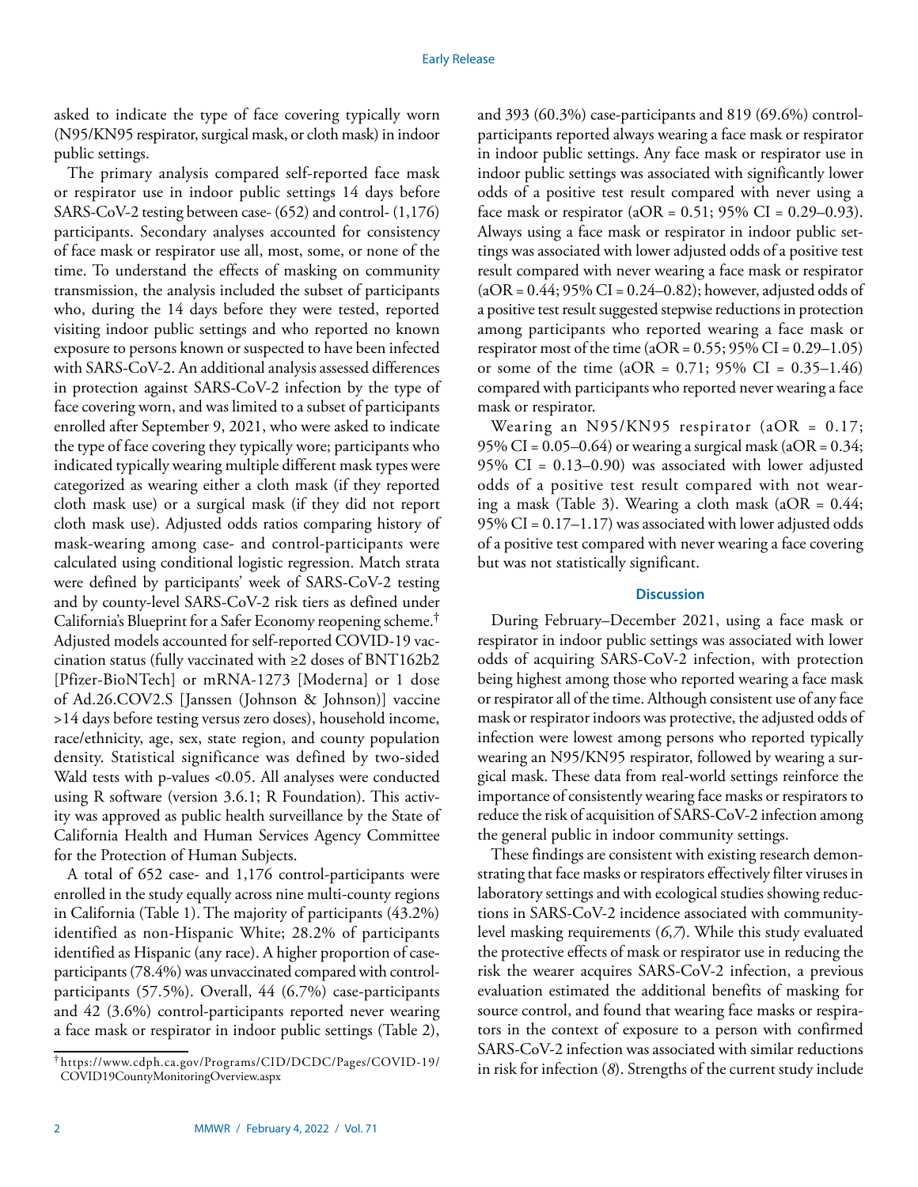asked to indicate the type of face covering typically worn (N95/KN95 respirator, surgical mask, or cloth mask) in indoor public settings.

The primary analysis compared self-reported face mask or respirator use in indoor public settings 14 days before SARS-CoV-2 testing between case- (652) and control- (1,176) participants. Secondary analyses accounted for consistency of face mask or respirator use all, most, some, or none of the time. To understand the effects of masking on community transmission, the analysis included the subset of participants who, during the 14 days before they were tested, reported visiting indoor public settings and who reported no known exposure to persons known or suspected to have been infected with SARS-CoV-2. An additional analysis assessed differences in protection against SARS-CoV-2 infection by the type of face covering worn, and was limited to a subset of participants enrolled after September 9, 2021, who were asked to indicate the type of face covering they typically wore; participants who indicated typically wearing multiple different mask types were categorized as wearing either a cloth mask (if they reported cloth mask use) or a surgical mask (if they did not report cloth mask use). Adjusted odds ratios comparing history of mask-wearing among case- and control-participants were calculated using conditional logistic regression. Match strata were defined by participants' week of SARS-CoV-2 testing and by county-level SARS-CoV-2 risk tiers as defined under California's Blueprint for a Safer Economy reopening scheme.[†] Adjusted models accounted for self-reported COVID-19 vaccination status (fully vaccinated with ≥2 doses of BNT162b2 [Pfizer-BioNTech] or mRNA-1273 [Moderna] or 1 dose of Ad.26.COV2.S [Janssen (Johnson & Johnson)] vaccine >14 days before testing versus zero doses), household income, race/ethnicity, age, sex, state region, and county population density. Statistical significance was defined by two-sided Wald tests with p-values <0.05. All analyses were conducted using R software (version 3.6.1; R Foundation). This activity was approved as public health surveillance by the State of California Health and Human Services Agency Committee for the Protection of Human Subjects.

A total of 652 case- and 1,176 control-participants were enrolled in the study equally across nine multi-county regions in California (Table 1). The majority of participants (43.2%) identified as non-Hispanic White; 28.2% of participants identified as Hispanic (any race). A higher proportion of case-participants (78.4%) was unvaccinated compared with control-participants (57.5%). Overall, 44 (6.7%) case-participants and 42 (3.6%) control-participants reported never wearing a face mask or respirator in indoor public settings (Table 2), and 393 (60.3%) case-participants and 819 (69.6%) control-participants reported always wearing a face mask or respirator in indoor public settings. Any face mask or respirator use in indoor public settings was associated with significantly lower odds of a positive test result compared with never using a face mask or respirator (aOR = 0.51; 95% CI = 0.29–0.93). Always using a face mask or respirator in indoor public settings was associated with lower adjusted odds of a positive test result compared with never wearing a face mask or respirator (aOR = 0.44; 95% CI = 0.24–0.82); however, adjusted odds of a positive test result suggested stepwise reductions in protection among participants who reported wearing a face mask or respirator most of the time (aOR = 0.55; 95% CI = 0.29–1.05) or some of the time (aOR = 0.71; 95% CI = 0.35–1.46) compared with participants who reported never wearing a face mask or respirator.

Wearing an N95/KN95 respirator (aOR = 0.17; 95% CI = 0.05–0.64) or wearing a surgical mask (aOR = 0.34; 95% CI = 0.13–0.90) was associated with lower adjusted odds of a positive test result compared with not wearing a mask (Table 3). Wearing a cloth mask (aOR = 0.44; 95% CI = 0.17–1.17) was associated with lower adjusted odds of a positive test compared with never wearing a face covering but was not statistically significant.

## Discussion

During February–December 2021, using a face mask or respirator in indoor public settings was associated with lower odds of acquiring SARS-CoV-2 infection, with protection being highest among those who reported wearing a face mask or respirator all of the time. Although consistent use of any face mask or respirator indoors was protective, the adjusted odds of infection were lowest among persons who reported typically wearing an N95/KN95 respirator, followed by wearing a surgical mask. These data from real-world settings reinforce the importance of consistently wearing face masks or respirators to reduce the risk of acquisition of SARS-CoV-2 infection among the general public in indoor community settings.

These findings are consistent with existing research demonstrating that face masks or respirators effectively filter viruses in laboratory settings and with ecological studies showing reductions in SARS-CoV-2 incidence associated with community-level masking requirements (*6*,*7*). While this study evaluated the protective effects of mask or respirator use in reducing the risk the wearer acquires SARS-CoV-2 infection, a previous evaluation estimated the additional benefits of masking for source control, and found that wearing face masks or respirators in the context of exposure to a person with confirmed SARS-CoV-2 infection was associated with similar reductions in risk for infection (*8*). Strengths of the current study include

[†] https://www.cdph.ca.gov/Programs/CID/DCDC/Pages/COVID-19/COVID19CountyMonitoringOverview.aspx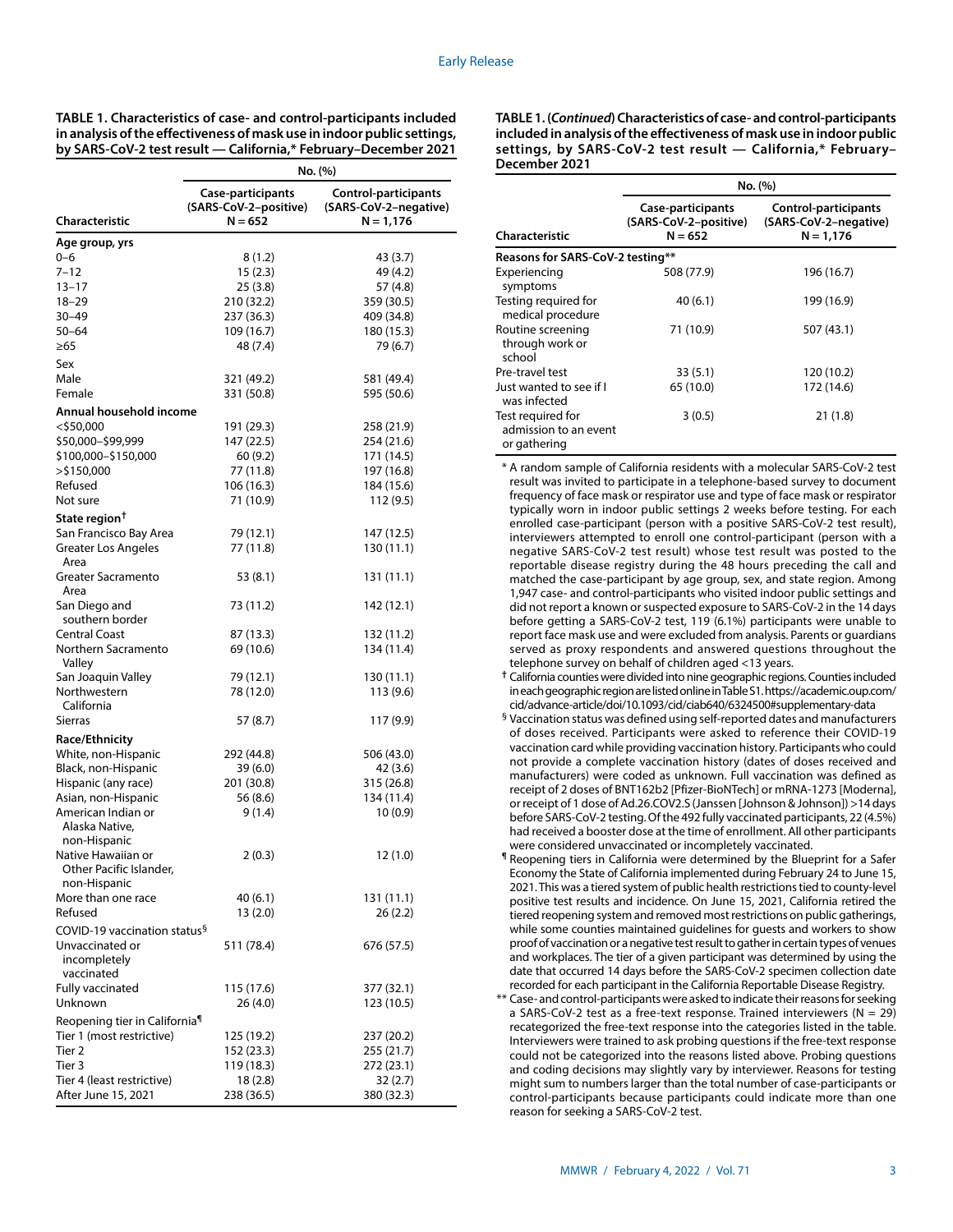**TABLE 1. Characteristics of case- and control-participants included in analysis of the effectiveness of mask use in indoor public settings, by SARS-CoV-2 test result — California,* February–December 2021**

| Characteristic | No. (%) | |
|---|---|---|
| | Case-participants (SARS-CoV-2–positive) N = 652 | Control-participants (SARS-CoV-2–negative) N = 1,176 |
| **Age group, yrs** | | |
| 0–6 | 8 (1.2) | 43 (3.7) |
| 7–12 | 15 (2.3) | 49 (4.2) |
| 13–17 | 25 (3.8) | 57 (4.8) |
| 18–29 | 210 (32.2) | 359 (30.5) |
| 30–49 | 237 (36.3) | 409 (34.8) |
| 50–64 | 109 (16.7) | 180 (15.3) |
| ≥65 | 48 (7.4) | 79 (6.7) |
| **Sex** | | |
| Male | 321 (49.2) | 581 (49.4) |
| Female | 331 (50.8) | 595 (50.6) |
| **Annual household income** | | |
| <$50,000 | 191 (29.3) | 258 (21.9) |
| $50,000–$99,999 | 147 (22.5) | 254 (21.6) |
| $100,000–$150,000 | 60 (9.2) | 171 (14.5) |
| >$150,000 | 77 (11.8) | 197 (16.8) |
| Refused | 106 (16.3) | 184 (15.6) |
| Not sure | 71 (10.9) | 112 (9.5) |
| **State region†** | | |
| San Francisco Bay Area | 79 (12.1) | 147 (12.5) |
| Greater Los Angeles Area | 77 (11.8) | 130 (11.1) |
| Greater Sacramento Area | 53 (8.1) | 131 (11.1) |
| San Diego and southern border | 73 (11.2) | 142 (12.1) |
| Central Coast | 87 (13.3) | 132 (11.2) |
| Northern Sacramento Valley | 69 (10.6) | 134 (11.4) |
| San Joaquin Valley | 79 (12.1) | 130 (11.1) |
| Northwestern California | 78 (12.0) | 113 (9.6) |
| Sierras | 57 (8.7) | 117 (9.9) |
| **Race/Ethnicity** | | |
| White, non-Hispanic | 292 (44.8) | 506 (43.0) |
| Black, non-Hispanic | 39 (6.0) | 42 (3.6) |
| Hispanic (any race) | 201 (30.8) | 315 (26.8) |
| Asian, non-Hispanic | 56 (8.6) | 134 (11.4) |
| American Indian or Alaska Native, non-Hispanic | 9 (1.4) | 10 (0.9) |
| Native Hawaiian or Other Pacific Islander, non-Hispanic | 2 (0.3) | 12 (1.0) |
| More than one race | 40 (6.1) | 131 (11.1) |
| Refused | 13 (2.0) | 26 (2.2) |
| **COVID-19 vaccination status§** | | |
| Unvaccinated or incompletely vaccinated | 511 (78.4) | 676 (57.5) |
| Fully vaccinated | 115 (17.6) | 377 (32.1) |
| Unknown | 26 (4.0) | 123 (10.5) |
| **Reopening tier in California¶** | | |
| Tier 1 (most restrictive) | 125 (19.2) | 237 (20.2) |
| Tier 2 | 152 (23.3) | 255 (21.7) |
| Tier 3 | 119 (18.3) | 272 (23.1) |
| Tier 4 (least restrictive) | 18 (2.8) | 32 (2.7) |
| After June 15, 2021 | 238 (36.5) | 380 (32.3) |
| **Reasons for SARS-CoV-2 testing****| | |
| Experiencing symptoms | 508 (77.9) | 196 (16.7) |
| Testing required for medical procedure | 40 (6.1) | 199 (16.9) |
| Routine screening through work or school | 71 (10.9) | 507 (43.1) |
| Pre-travel test | 33 (5.1) | 120 (10.2) |
| Just wanted to see if I was infected | 65 (10.0) | 172 (14.6) |
| Test required for admission to an event or gathering | 3 (0.5) | 21 (1.8) |

\* A random sample of California residents with a molecular SARS-CoV-2 test result was invited to participate in a telephone-based survey to document frequency of face mask or respirator use and type of face mask or respirator typically worn in indoor public settings 2 weeks before testing. For each enrolled case-participant (person with a positive SARS-CoV-2 test result), interviewers attempted to enroll one control-participant (person with a negative SARS-CoV-2 test result) whose test result was posted to the reportable disease registry during the 48 hours preceding the call and matched the case-participant by age group, sex, and state region. Among 1,947 case- and control-participants who visited indoor public settings and did not report a known or suspected exposure to SARS-CoV-2 in the 14 days before getting a SARS-CoV-2 test, 119 (6.1%) participants were unable to report face mask use and were excluded from analysis. Parents or guardians served as proxy respondents and answered questions throughout the telephone survey on behalf of children aged <13 years.

† California counties were divided into nine geographic regions. Counties included in each geographic region are listed online in Table S1. https://academic.oup.com/cid/advance-article/doi/10.1093/cid/ciab640/6324500#supplementary-data

§ Vaccination status was defined using self-reported dates and manufacturers of doses received. Participants were asked to reference their COVID-19 vaccination card while providing vaccination history. Participants who could not provide a complete vaccination history (dates of doses received and manufacturers) were coded as unknown. Full vaccination was defined as receipt of 2 doses of BNT162b2 [Pfizer-BioNTech] or mRNA-1273 [Moderna], or receipt of 1 dose of Ad.26.COV2.S (Janssen [Johnson & Johnson]) >14 days before SARS-CoV-2 testing. Of the 492 fully vaccinated participants, 22 (4.5%) had received a booster dose at the time of enrollment. All other participants were considered unvaccinated or incompletely vaccinated.

¶ Reopening tiers in California were determined by the Blueprint for a Safer Economy the State of California implemented during February 24 to June 15, 2021. This was a tiered system of public health restrictions tied to county-level positive test results and incidence. On June 15, 2021, California retired the tiered reopening system and removed most restrictions on public gatherings, while some counties maintained guidelines for guests and workers to show proof of vaccination or a negative test result to gather in certain types of venues and workplaces. The tier of a given participant was determined by using the date that occurred 14 days before the SARS-CoV-2 specimen collection date recorded for each participant in the California Reportable Disease Registry.

** Case- and control-participants were asked to indicate their reasons for seeking a SARS-CoV-2 test as a free-text response. Trained interviewers (N = 29) recategorized the free-text response into the categories listed in the table. Interviewers were trained to ask probing questions if the free-text response could not be categorized into the reasons listed above. Probing questions and coding decisions may slightly vary by interviewer. Reasons for testing might sum to numbers larger than the total number of case-participants or control-participants because participants could indicate more than one reason for seeking a SARS-CoV-2 test.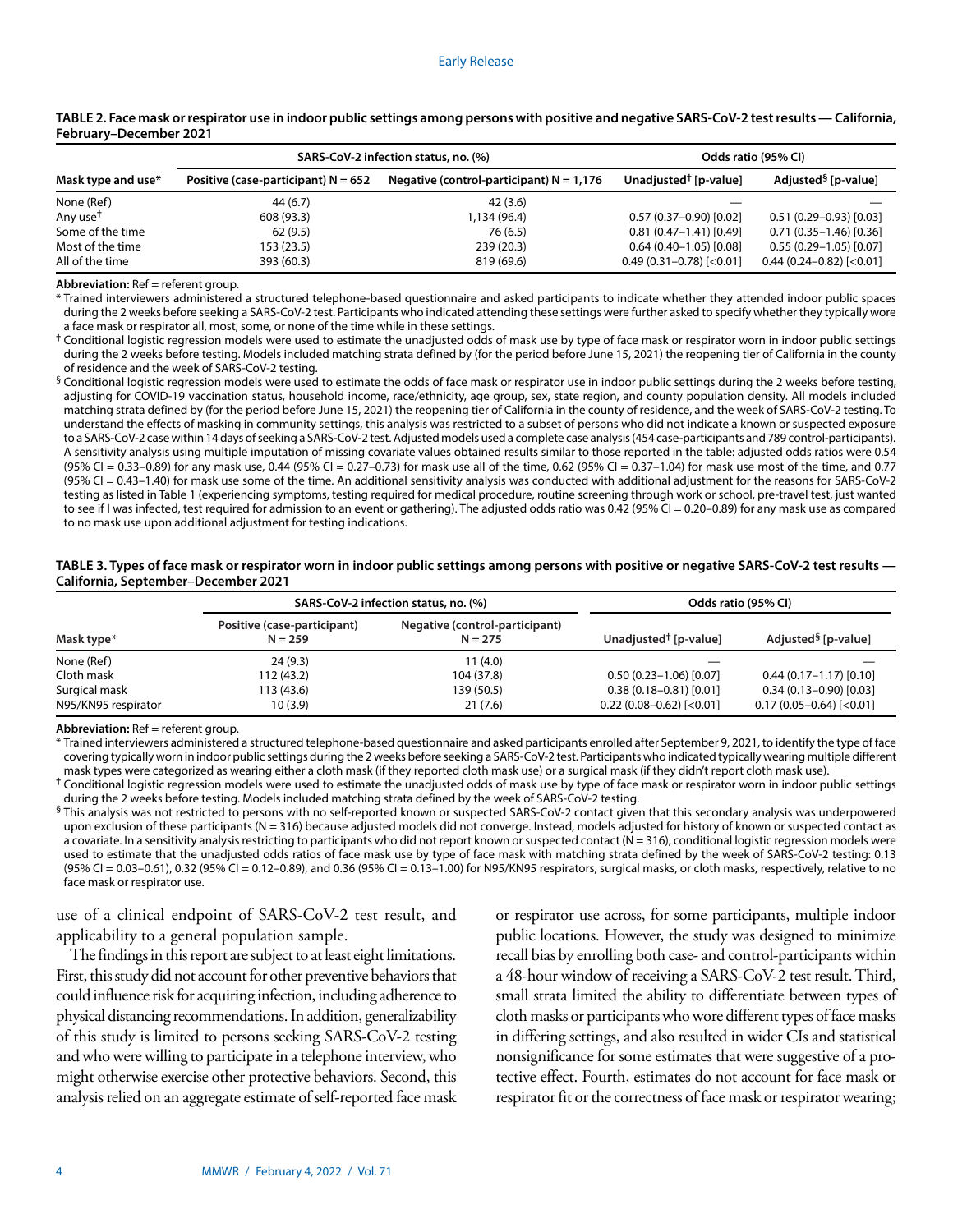**TABLE 2. Face mask or respirator use in indoor public settings among persons with positive and negative SARS-CoV-2 test results — California, February–December 2021**

| Mask type and use* | SARS-CoV-2 infection status, no. (%) | | Odds ratio (95% CI) | |
|---|---|---|---|---|
| | Positive (case-participant) N = 652 | Negative (control-participant) N = 1,176 | Unadjusted† [p-value] | Adjusted§ [p-value] |
| None (Ref) | 44 (6.7) | 42 (3.6) | — | — |
| Any use† | 608 (93.3) | 1,134 (96.4) | 0.57 (0.37–0.90) [0.02] | 0.51 (0.29–0.93) [0.03] |
| Some of the time | 62 (9.5) | 76 (6.5) | 0.81 (0.47–1.41) [0.49] | 0.71 (0.35–1.46) [0.36] |
| Most of the time | 153 (23.5) | 239 (20.3) | 0.64 (0.40–1.05) [0.08] | 0.55 (0.29–1.05) [0.07] |
| All of the time | 393 (60.3) | 819 (69.6) | 0.49 (0.31–0.78) [<0.01] | 0.44 (0.24–0.82) [<0.01] |

**Abbreviation:** Ref = referent group.

\* Trained interviewers administered a structured telephone-based questionnaire and asked participants to indicate whether they attended indoor public spaces during the 2 weeks before seeking a SARS-CoV-2 test. Participants who indicated attending these settings were further asked to specify whether they typically wore a face mask or respirator all, most, some, or none of the time while in these settings.

† Conditional logistic regression models were used to estimate the unadjusted odds of mask use by type of face mask or respirator worn in indoor public settings during the 2 weeks before testing. Models included matching strata defined by (for the period before June 15, 2021) the reopening tier of California in the county of residence and the week of SARS-CoV-2 testing.

§ Conditional logistic regression models were used to estimate the odds of face mask or respirator use in indoor public settings during the 2 weeks before testing, adjusting for COVID-19 vaccination status, household income, race/ethnicity, age group, sex, state region, and county population density. All models included matching strata defined by (for the period before June 15, 2021) the reopening tier of California in the county of residence, and the week of SARS-CoV-2 testing. To understand the effects of masking in community settings, this analysis was restricted to a subset of persons who did not indicate a known or suspected exposure to a SARS-CoV-2 case within 14 days of seeking a SARS-CoV-2 test. Adjusted models used a complete case analysis (454 case-participants and 789 control-participants). A sensitivity analysis using multiple imputation of missing covariate values obtained results similar to those reported in the table: adjusted odds ratios were 0.54 (95% CI = 0.33–0.89) for any mask use, 0.44 (95% CI = 0.27–0.73) for mask use all of the time, 0.62 (95% CI = 0.37–1.04) for mask use most of the time, and 0.77 (95% CI = 0.43–1.40) for mask use some of the time. An additional sensitivity analysis was conducted with additional adjustment for the reasons for SARS-CoV-2 testing as listed in Table 1 (experiencing symptoms, testing required for medical procedure, routine screening through work or school, pre-travel test, just wanted to see if I was infected, test required for admission to an event or gathering). The adjusted odds ratio was 0.42 (95% CI = 0.20–0.89) for any mask use as compared to no mask use upon additional adjustment for testing indications.

**TABLE 3. Types of face mask or respirator worn in indoor public settings among persons with positive or negative SARS-CoV-2 test results — California, September–December 2021**

| Mask type* | SARS-CoV-2 infection status, no. (%) | | Odds ratio (95% CI) | |
|---|---|---|---|---|
| | Positive (case-participant) N = 259 | Negative (control-participant) N = 275 | Unadjusted† [p-value] | Adjusted§ [p-value] |
| None (Ref) | 24 (9.3) | 11 (4.0) | — | — |
| Cloth mask | 112 (43.2) | 104 (37.8) | 0.50 (0.23–1.06) [0.07] | 0.44 (0.17–1.17) [0.10] |
| Surgical mask | 113 (43.6) | 139 (50.5) | 0.38 (0.18–0.81) [0.01] | 0.34 (0.13–0.90) [0.03] |
| N95/KN95 respirator | 10 (3.9) | 21 (7.6) | 0.22 (0.08–0.62) [<0.01] | 0.17 (0.05–0.64) [<0.01] |

**Abbreviation:** Ref = referent group.

\* Trained interviewers administered a structured telephone-based questionnaire and asked participants enrolled after September 9, 2021, to identify the type of face covering typically worn in indoor public settings during the 2 weeks before seeking a SARS-CoV-2 test. Participants who indicated typically wearing multiple different mask types were categorized as wearing either a cloth mask (if they reported cloth mask use) or a surgical mask (if they didn't report cloth mask use).

† Conditional logistic regression models were used to estimate the unadjusted odds of mask use by type of face mask or respirator worn in indoor public settings during the 2 weeks before testing. Models included matching strata defined by the week of SARS-CoV-2 testing.

§ This analysis was not restricted to persons with no self-reported known or suspected SARS-CoV-2 contact given that this secondary analysis was underpowered upon exclusion of these participants (N = 316) because adjusted models did not converge. Instead, models adjusted for history of known or suspected contact as a covariate. In a sensitivity analysis restricting to participants who did not report known or suspected contact (N = 316), conditional logistic regression models were used to estimate that the unadjusted odds ratios of face mask use by type of face mask with matching strata defined by the week of SARS-CoV-2 testing: 0.13 (95% CI = 0.03–0.61), 0.32 (95% CI = 0.12–0.89), and 0.36 (95% CI = 0.13–1.00) for N95/KN95 respirators, surgical masks, or cloth masks, respectively, relative to no face mask or respirator use.

use of a clinical endpoint of SARS-CoV-2 test result, and applicability to a general population sample.

The findings in this report are subject to at least eight limitations. First, this study did not account for other preventive behaviors that could influence risk for acquiring infection, including adherence to physical distancing recommendations. In addition, generalizability of this study is limited to persons seeking SARS-CoV-2 testing and who were willing to participate in a telephone interview, who might otherwise exercise other protective behaviors. Second, this analysis relied on an aggregate estimate of self-reported face mask or respirator use across, for some participants, multiple indoor public locations. However, the study was designed to minimize recall bias by enrolling both case- and control-participants within a 48-hour window of receiving a SARS-CoV-2 test result. Third, small strata limited the ability to differentiate between types of cloth masks or participants who wore different types of face masks in differing settings, and also resulted in wider CIs and statistical nonsignificance for some estimates that were suggestive of a protective effect. Fourth, estimates do not account for face mask or respirator fit or the correctness of face mask or respirator wearing;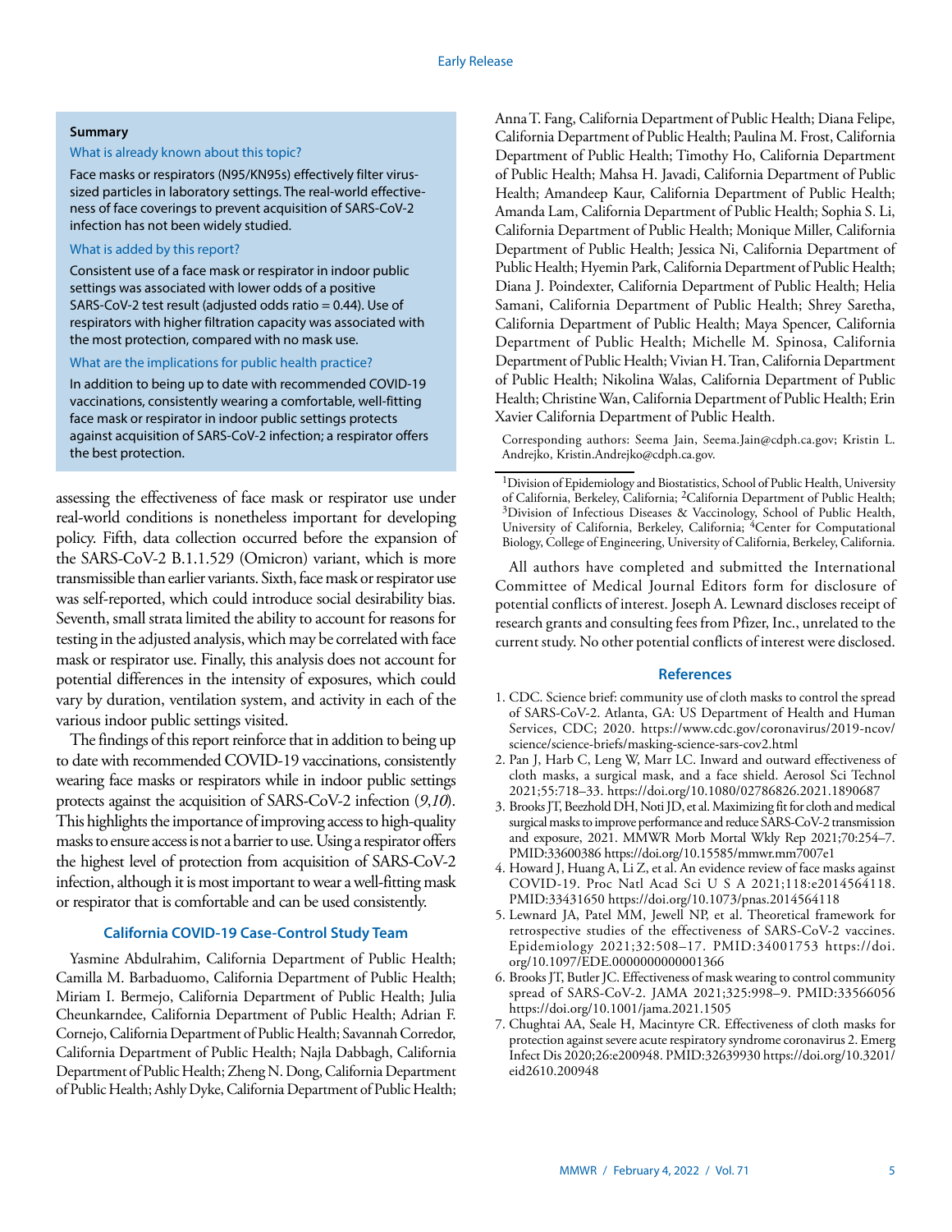**Summary**

What is already known about this topic?

Face masks or respirators (N95/KN95s) effectively filter virus-sized particles in laboratory settings. The real-world effectiveness of face coverings to prevent acquisition of SARS-CoV-2 infection has not been widely studied.

What is added by this report?

Consistent use of a face mask or respirator in indoor public settings was associated with lower odds of a positive SARS-CoV-2 test result (adjusted odds ratio = 0.44). Use of respirators with higher filtration capacity was associated with the most protection, compared with no mask use.

What are the implications for public health practice?

In addition to being up to date with recommended COVID-19 vaccinations, consistently wearing a comfortable, well-fitting face mask or respirator in indoor public settings protects against acquisition of SARS-CoV-2 infection; a respirator offers the best protection.

assessing the effectiveness of face mask or respirator use under real-world conditions is nonetheless important for developing policy. Fifth, data collection occurred before the expansion of the SARS-CoV-2 B.1.1.529 (Omicron) variant, which is more transmissible than earlier variants. Sixth, face mask or respirator use was self-reported, which could introduce social desirability bias. Seventh, small strata limited the ability to account for reasons for testing in the adjusted analysis, which may be correlated with face mask or respirator use. Finally, this analysis does not account for potential differences in the intensity of exposures, which could vary by duration, ventilation system, and activity in each of the various indoor public settings visited.

The findings of this report reinforce that in addition to being up to date with recommended COVID-19 vaccinations, consistently wearing face masks or respirators while in indoor public settings protects against the acquisition of SARS-CoV-2 infection (*9*,*10*). This highlights the importance of improving access to high-quality masks to ensure access is not a barrier to use. Using a respirator offers the highest level of protection from acquisition of SARS-CoV-2 infection, although it is most important to wear a well-fitting mask or respirator that is comfortable and can be used consistently.

### California COVID-19 Case-Control Study Team

Yasmine Abdulrahim, California Department of Public Health; Camilla M. Barbaduomo, California Department of Public Health; Miriam I. Bermejo, California Department of Public Health; Julia Cheunkarndee, California Department of Public Health; Adrian F. Cornejo, California Department of Public Health; Savannah Corredor, California Department of Public Health; Najla Dabbagh, California Department of Public Health; Zheng N. Dong, California Department of Public Health; Ashly Dyke, California Department of Public Health; Anna T. Fang, California Department of Public Health; Diana Felipe, California Department of Public Health; Paulina M. Frost, California Department of Public Health; Timothy Ho, California Department of Public Health; Mahsa H. Javadi, California Department of Public Health; Amandeep Kaur, California Department of Public Health; Amanda Lam, California Department of Public Health; Sophia S. Li, California Department of Public Health; Monique Miller, California Department of Public Health; Jessica Ni, California Department of Public Health; Hyemin Park, California Department of Public Health; Diana J. Poindexter, California Department of Public Health; Helia Samani, California Department of Public Health; Shrey Saretha, California Department of Public Health; Maya Spencer, California Department of Public Health; Michelle M. Spinosa, California Department of Public Health; Vivian H. Tran, California Department of Public Health; Nikolina Walas, California Department of Public Health; Christine Wan, California Department of Public Health; Erin Xavier California Department of Public Health.

Corresponding authors: Seema Jain, Seema.Jain@cdph.ca.gov; Kristin L. Andrejko, Kristin.Andrejko@cdph.ca.gov.

[1]Division of Epidemiology and Biostatistics, School of Public Health, University of California, Berkeley, California; [2]California Department of Public Health; [3]Division of Infectious Diseases & Vaccinology, School of Public Health, University of California, Berkeley, California; [4]Center for Computational Biology, College of Engineering, University of California, Berkeley, California.

All authors have completed and submitted the International Committee of Medical Journal Editors form for disclosure of potential conflicts of interest. Joseph A. Lewnard discloses receipt of research grants and consulting fees from Pfizer, Inc., unrelated to the current study. No other potential conflicts of interest were disclosed.

### References

1. CDC. Science brief: community use of cloth masks to control the spread of SARS-CoV-2. Atlanta, GA: US Department of Health and Human Services, CDC; 2020. https://www.cdc.gov/coronavirus/2019-ncov/science/science-briefs/masking-science-sars-cov2.html
2. Pan J, Harb C, Leng W, Marr LC. Inward and outward effectiveness of cloth masks, a surgical mask, and a face shield. Aerosol Sci Technol 2021;55:718–33. https://doi.org/10.1080/02786826.2021.1890687
3. Brooks JT, Beezhold DH, Noti JD, et al. Maximizing fit for cloth and medical surgical masks to improve performance and reduce SARS-CoV-2 transmission and exposure, 2021. MMWR Morb Mortal Wkly Rep 2021;70:254–7. PMID:33600386 https://doi.org/10.15585/mmwr.mm7007e1
4. Howard J, Huang A, Li Z, et al. An evidence review of face masks against COVID-19. Proc Natl Acad Sci U S A 2021;118:e2014564118. PMID:33431650 https://doi.org/10.1073/pnas.2014564118
5. Lewnard JA, Patel MM, Jewell NP, et al. Theoretical framework for retrospective studies of the effectiveness of SARS-CoV-2 vaccines. Epidemiology 2021;32:508–17. PMID:34001753 https://doi.org/10.1097/EDE.0000000000001366
6. Brooks JT, Butler JC. Effectiveness of mask wearing to control community spread of SARS-CoV-2. JAMA 2021;325:998–9. PMID:33566056 https://doi.org/10.1001/jama.2021.1505
7. Chughtai AA, Seale H, Macintyre CR. Effectiveness of cloth masks for protection against severe acute respiratory syndrome coronavirus 2. Emerg Infect Dis 2020;26:e200948. PMID:32639930 https://doi.org/10.3201/eid2610.200948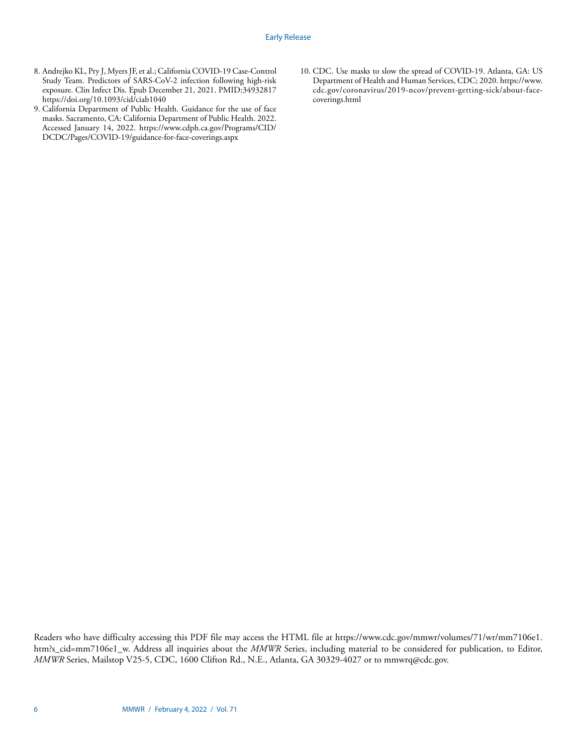8. Andrejko KL, Pry J, Myers JF, et al.; California COVID-19 Case-Control Study Team. Predictors of SARS-CoV-2 infection following high-risk exposure. Clin Infect Dis. Epub December 21, 2021. PMID:34932817 https://doi.org/10.1093/cid/ciab1040
9. California Department of Public Health. Guidance for the use of face masks. Sacramento, CA: California Department of Public Health. 2022. Accessed January 14, 2022. https://www.cdph.ca.gov/Programs/CID/DCDC/Pages/COVID-19/guidance-for-face-coverings.aspx
10. CDC. Use masks to slow the spread of COVID-19. Atlanta, GA: US Department of Health and Human Services, CDC; 2020. https://www.cdc.gov/coronavirus/2019-ncov/prevent-getting-sick/about-face-coverings.html

Readers who have difficulty accessing this PDF file may access the HTML file at https://www.cdc.gov/mmwr/volumes/71/wr/mm7106e1.htm?s_cid=mm7106e1_w. Address all inquiries about the *MMWR* Series, including material to be considered for publication, to Editor, *MMWR* Series, Mailstop V25-5, CDC, 1600 Clifton Rd., N.E., Atlanta, GA 30329-4027 or to mmwrq@cdc.gov.